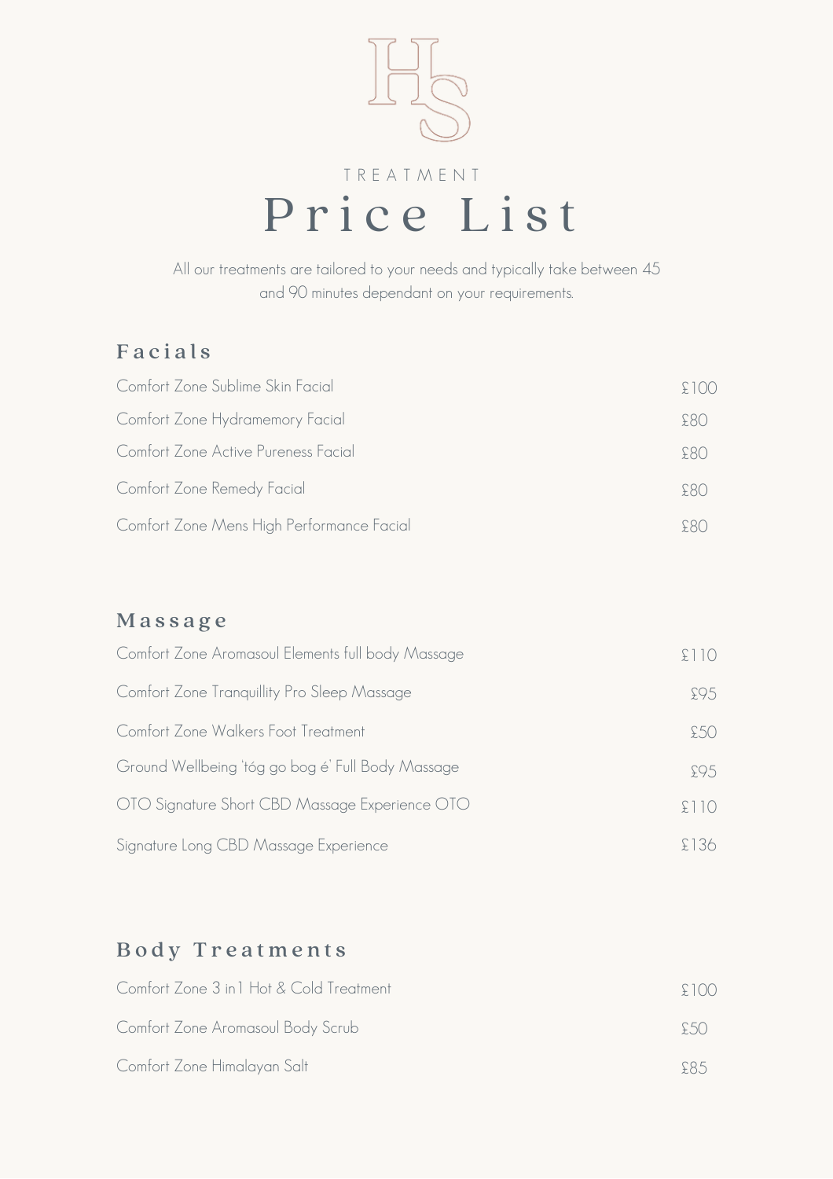TREATMENT

# Price List

All our treatments are tailored to your needs and typically take between 45 and 90 minutes dependant on your requirements.

## Facials

| Treatment | Price |
| --- | --- |
| Comfort Zone Sublime Skin Facial | £100 |
| Comfort Zone Hydramemory Facial | £80 |
| Comfort Zone Active Pureness Facial | £80 |
| Comfort Zone Remedy Facial | £80 |
| Comfort Zone Mens High Performance Facial | £80 |

## Massage

| Treatment | Price |
| --- | --- |
| Comfort Zone Aromasoul Elements full body Massage | £110 |
| Comfort Zone Tranquillity Pro Sleep Massage | £95 |
| Comfort Zone Walkers Foot Treatment | £50 |
| Ground Wellbeing 'tóg go bog é' Full Body Massage | £95 |
| OTO Signature Short CBD Massage Experience OTO | £110 |
| Signature Long CBD Massage Experience | £136 |

## Body Treatments

| Treatment | Price |
| --- | --- |
| Comfort Zone 3 in1 Hot & Cold Treatment | £100 |
| Comfort Zone Aromasoul Body Scrub | £50 |
| Comfort Zone Himalayan Salt | £85 |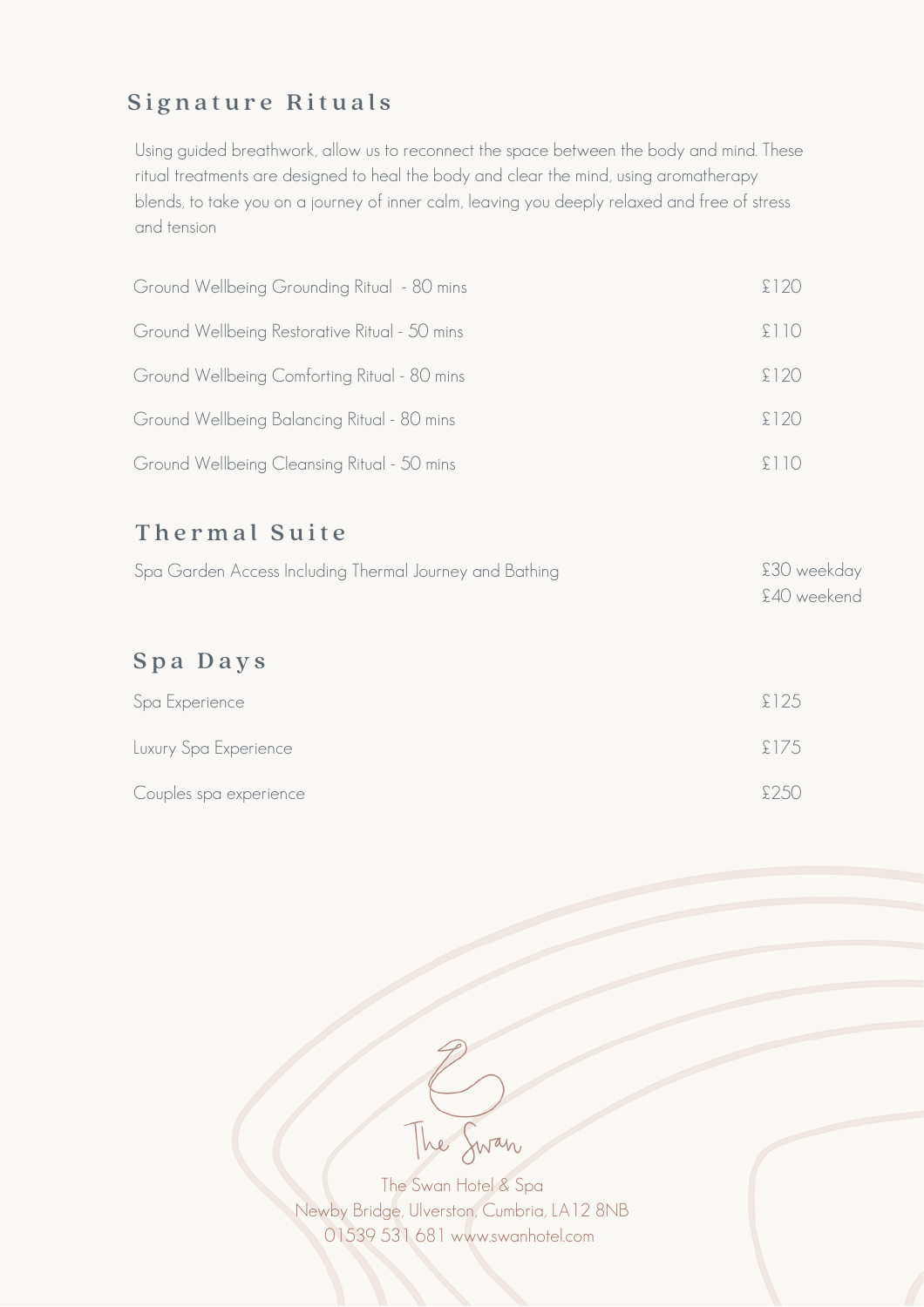## Signature Rituals

Using guided breathwork, allow us to reconnect the space between the body and mind. These ritual treatments are designed to heal the body and clear the mind, using aromatherapy blends, to take you on a journey of inner calm, leaving you deeply relaxed and free of stress and tension

| | |
|---|---|
| Ground Wellbeing Grounding Ritual - 80 mins | £120 |
| Ground Wellbeing Restorative Ritual - 50 mins | £110 |
| Ground Wellbeing Comforting Ritual - 80 mins | £120 |
| Ground Wellbeing Balancing Ritual - 80 mins | £120 |
| Ground Wellbeing Cleansing Ritual - 50 mins | £110 |

## Thermal Suite

| | |
|---|---|
| Spa Garden Access Including Thermal Journey and Bathing | £30 weekday<br>£40 weekend |

## Spa Days

| | |
|---|---|
| Spa Experience | £125 |
| Luxury Spa Experience | £175 |
| Couples spa experience | £250 |

The Swan

The Swan Hotel & Spa
Newby Bridge, Ulverston, Cumbria, LA12 8NB
01539 531 681 www.swanhotel.com